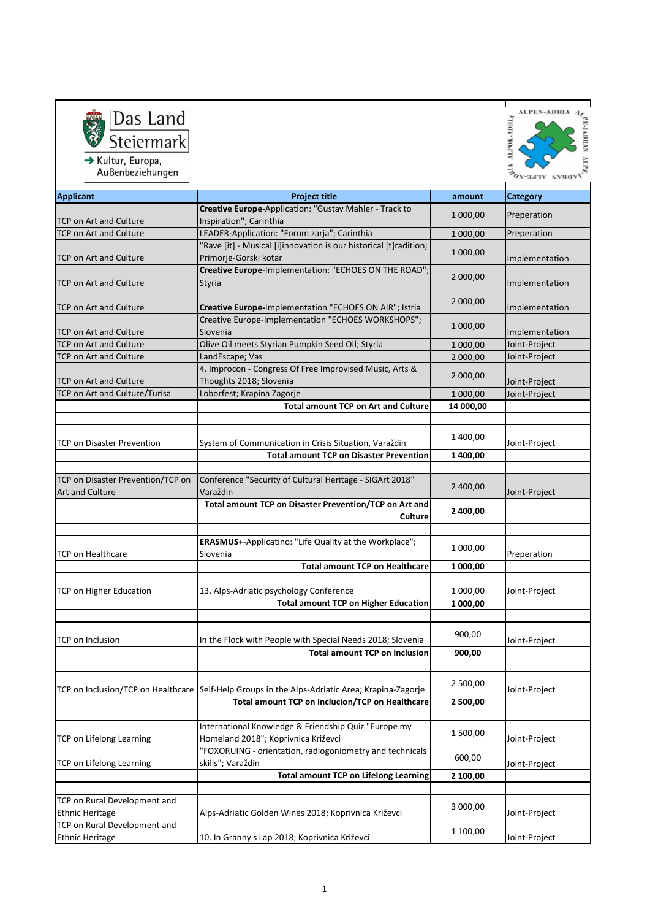Das Land Steiermark

→ Kultur, Europa, Außenbeziehungen

ALPEN-ADRIA

| Applicant | Project title | amount | Category |
|---|---|---|---|
| TCP on Art and Culture | **Creative Europe**-Application: "Gustav Mahler - Track to Inspiration"; Carinthia | 1 000,00 | Preperation |
| TCP on Art and Culture | LEADER-Application: "Forum zarja"; Carinthia | 1 000,00 | Preperation |
| TCP on Art and Culture | "Rave [it] - Musical [i]innovation is our historical [t]radition; Primorje-Gorski kotar | 1 000,00 | Implementation |
| TCP on Art and Culture | **Creative Europe**-Implementation: "ECHOES ON THE ROAD"; Styria | 2 000,00 | Implementation |
| TCP on Art and Culture | **Creative Europe**-Implementation "ECHOES ON AIR"; Istria | 2 000,00 | Implementation |
| TCP on Art and Culture | Creative Europe-Implementation "ECHOES WORKSHOPS"; Slovenia | 1 000,00 | Implementation |
| TCP on Art and Culture | Olive Oil meets Styrian Pumpkin Seed Oil; Styria | 1 000,00 | Joint-Project |
| TCP on Art and Culture | LandEscape; Vas | 2 000,00 | Joint-Project |
| TCP on Art and Culture | 4. Improcon - Congress Of Free Improvised Music, Arts & Thoughts 2018; Slovenia | 2 000,00 | Joint-Project |
| TCP on Art and Culture/Turisa | Loborfest; Krapina Zagorje | 1 000,00 | Joint-Project |
| | **Total amount TCP on Art and Culture** | **14 000,00** | |
| | | | |
| TCP on Disaster Prevention | System of Communication in Crisis Situation, Varaždin | 1 400,00 | Joint-Project |
| | **Total amount TCP on Disaster Prevention** | **1 400,00** | |
| | | | |
| TCP on Disaster Prevention/TCP on Art and Culture | Conference "Security of Cultural Heritage - SIGArt 2018" Varaždin | 2 400,00 | Joint-Project |
| | **Total amount TCP on Disaster Prevention/TCP on Art and Culture** | **2 400,00** | |
| | | | |
| TCP on Healthcare | **ERASMUS+**-Applicatino: "Life Quality at the Workplace"; Slovenia | 1 000,00 | Preperation |
| | **Total amount TCP on Healthcare** | **1 000,00** | |
| | | | |
| TCP on Higher Education | 13. Alps-Adriatic psychology Conference | 1 000,00 | Joint-Project |
| | **Total amount TCP on Higher Education** | **1 000,00** | |
| | | | |
| TCP on Inclusion | In the Flock with People with Special Needs 2018; Slovenia | 900,00 | Joint-Project |
| | **Total amount TCP on Inclusion** | **900,00** | |
| | | | |
| TCP on Inclusion/TCP on Healthcare | Self-Help Groups in the Alps-Adriatic Area; Krapina-Zagorje | 2 500,00 | Joint-Project |
| | **Total amount TCP on Inclucion/TCP on Healthcare** | **2 500,00** | |
| | | | |
| TCP on Lifelong Learning | International Knowledge & Friendship Quiz "Europe my Homeland 2018"; Koprivnica Križevci | 1 500,00 | Joint-Project |
| TCP on Lifelong Learning | "FOXORUING - orientation, radiogoniometry and technicals skills"; Varaždin | 600,00 | Joint-Project |
| | **Total amount TCP on Lifelong Learning** | **2 100,00** | |
| | | | |
| TCP on Rural Development and Ethnic Heritage | Alps-Adriatic Golden Wines 2018; Koprivnica Križevci | 3 000,00 | Joint-Project |
| TCP on Rural Development and Ethnic Heritage | 10. In Granny's Lap 2018; Koprivnica Križevci | 1 100,00 | Joint-Project |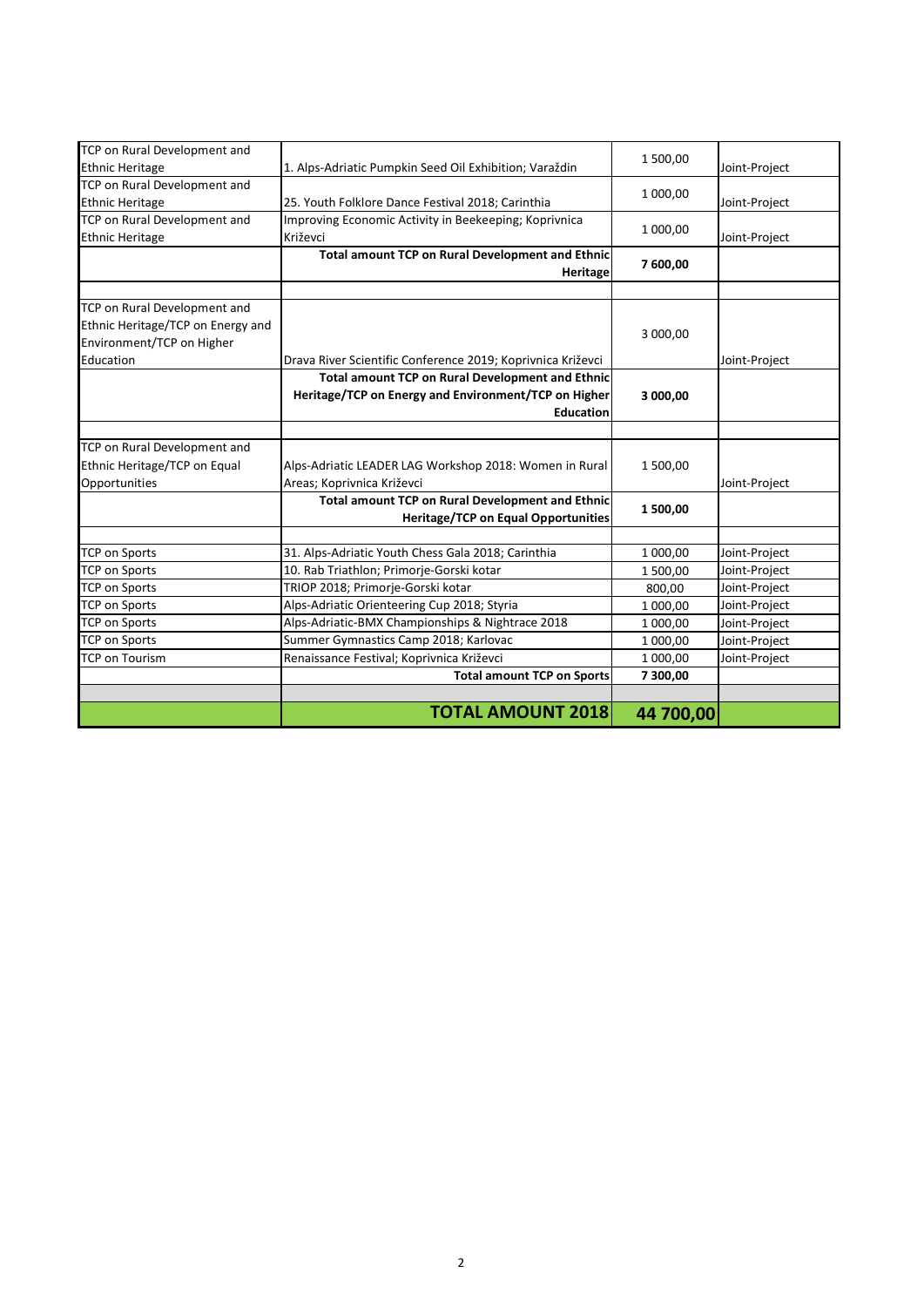| | | | |
|---|---|---|---|
| TCP on Rural Development and Ethnic Heritage | 1. Alps-Adriatic Pumpkin Seed Oil Exhibition; Varaždin | 1 500,00 | Joint-Project |
| TCP on Rural Development and Ethnic Heritage | 25. Youth Folklore Dance Festival 2018; Carinthia | 1 000,00 | Joint-Project |
| TCP on Rural Development and Ethnic Heritage | Improving Economic Activity in Beekeeping; Koprivnica Križevci | 1 000,00 | Joint-Project |
| | **Total amount TCP on Rural Development and Ethnic Heritage** | **7 600,00** | |
| | | | |
| TCP on Rural Development and Ethnic Heritage/TCP on Energy and Environment/TCP on Higher Education | Drava River Scientific Conference 2019; Koprivnica Križevci | 3 000,00 | Joint-Project |
| | **Total amount TCP on Rural Development and Ethnic Heritage/TCP on Energy and Environment/TCP on Higher Education** | **3 000,00** | |
| | | | |
| TCP on Rural Development and Ethnic Heritage/TCP on Equal Opportunities | Alps-Adriatic LEADER LAG Workshop 2018: Women in Rural Areas; Koprivnica Križevci | 1 500,00 | Joint-Project |
| | **Total amount TCP on Rural Development and Ethnic Heritage/TCP on Equal Opportunities** | **1 500,00** | |
| | | | |
| TCP on Sports | 31. Alps-Adriatic Youth Chess Gala 2018; Carinthia | 1 000,00 | Joint-Project |
| TCP on Sports | 10. Rab Triathlon; Primorje-Gorski kotar | 1 500,00 | Joint-Project |
| TCP on Sports | TRIOP 2018; Primorje-Gorski kotar | 800,00 | Joint-Project |
| TCP on Sports | Alps-Adriatic Orienteering Cup 2018; Styria | 1 000,00 | Joint-Project |
| TCP on Sports | Alps-Adriatic-BMX Championships & Nightrace 2018 | 1 000,00 | Joint-Project |
| TCP on Sports | Summer Gymnastics Camp 2018; Karlovac | 1 000,00 | Joint-Project |
| TCP on Tourism | Renaissance Festival; Koprivnica Križevci | 1 000,00 | Joint-Project |
| | **Total amount TCP on Sports** | **7 300,00** | |
| | | | |
| | **TOTAL AMOUNT 2018** | **44 700,00** | |